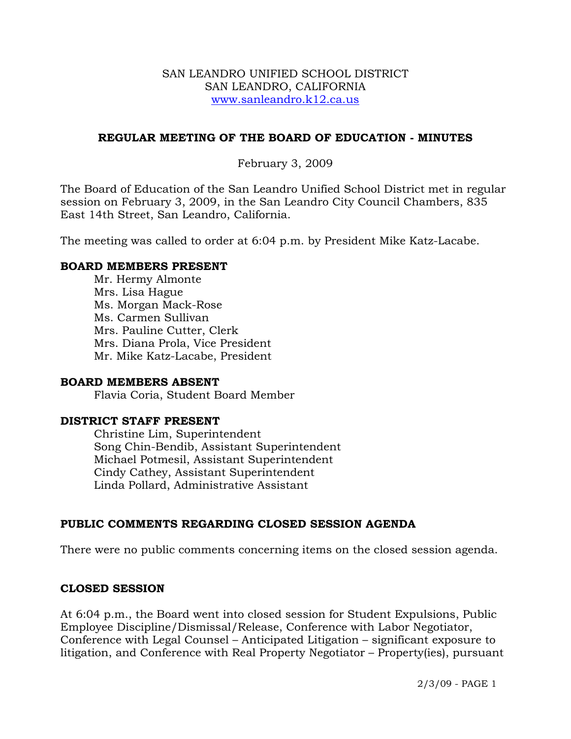SAN LEANDRO UNIFIED SCHOOL DISTRICT
SAN LEANDRO, CALIFORNIA
www.sanleandro.k12.ca.us

## REGULAR MEETING OF THE BOARD OF EDUCATION - MINUTES

February 3, 2009

The Board of Education of the San Leandro Unified School District met in regular session on February 3, 2009, in the San Leandro City Council Chambers, 835 East 14th Street, San Leandro, California.

The meeting was called to order at 6:04 p.m. by President Mike Katz-Lacabe.

### BOARD MEMBERS PRESENT

Mr. Hermy Almonte
Mrs. Lisa Hague
Ms. Morgan Mack-Rose
Ms. Carmen Sullivan
Mrs. Pauline Cutter, Clerk
Mrs. Diana Prola, Vice President
Mr. Mike Katz-Lacabe, President

### BOARD MEMBERS ABSENT

Flavia Coria, Student Board Member

### DISTRICT STAFF PRESENT

Christine Lim, Superintendent
Song Chin-Bendib, Assistant Superintendent
Michael Potmesil, Assistant Superintendent
Cindy Cathey, Assistant Superintendent
Linda Pollard, Administrative Assistant

### PUBLIC COMMENTS REGARDING CLOSED SESSION AGENDA

There were no public comments concerning items on the closed session agenda.

### CLOSED SESSION

At 6:04 p.m., the Board went into closed session for Student Expulsions, Public Employee Discipline/Dismissal/Release, Conference with Labor Negotiator, Conference with Legal Counsel – Anticipated Litigation – significant exposure to litigation, and Conference with Real Property Negotiator – Property(ies), pursuant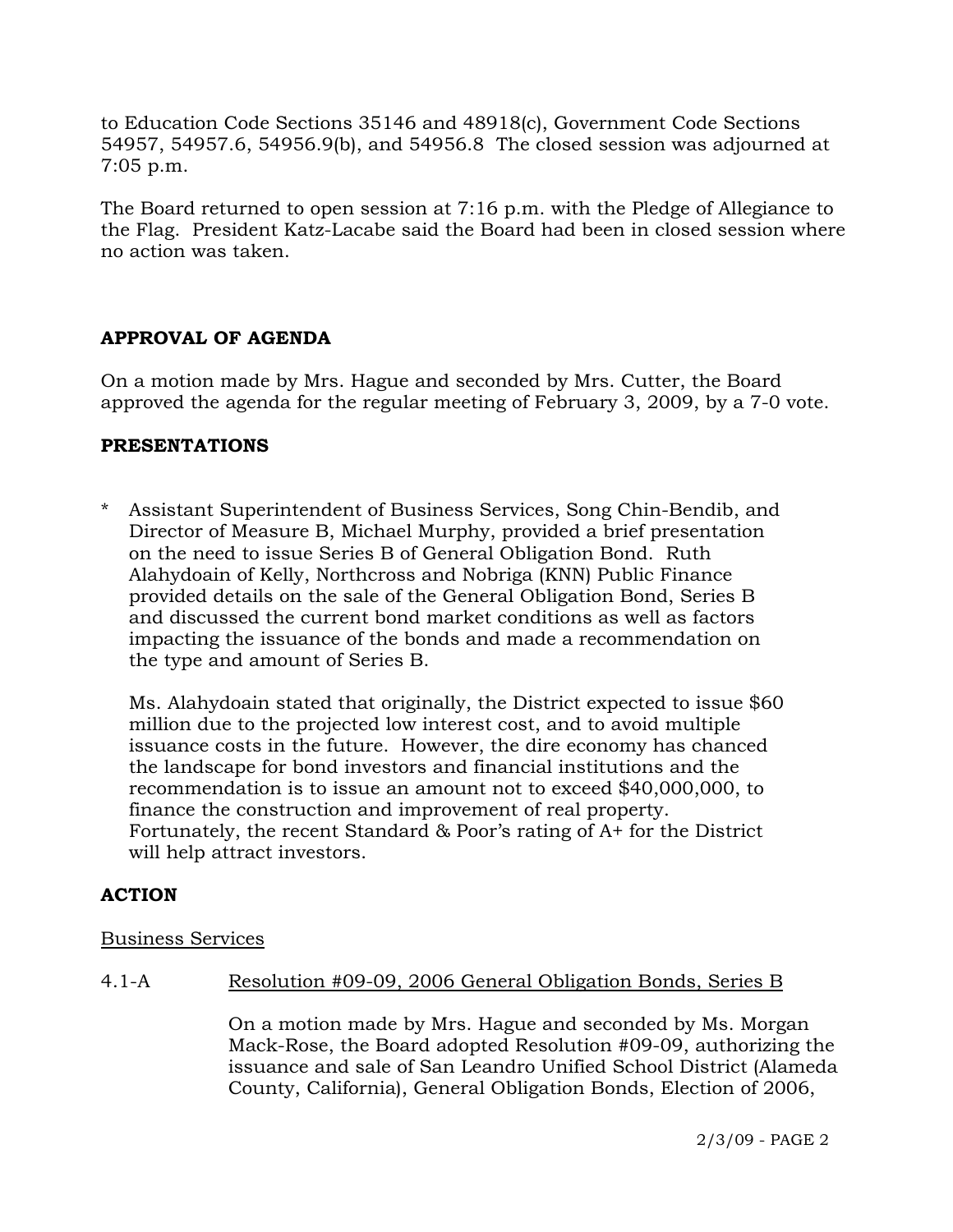to Education Code Sections 35146 and 48918(c), Government Code Sections 54957, 54957.6, 54956.9(b), and 54956.8 The closed session was adjourned at 7:05 p.m.

The Board returned to open session at 7:16 p.m. with the Pledge of Allegiance to the Flag. President Katz-Lacabe said the Board had been in closed session where no action was taken.

## APPROVAL OF AGENDA

On a motion made by Mrs. Hague and seconded by Mrs. Cutter, the Board approved the agenda for the regular meeting of February 3, 2009, by a 7-0 vote.

## PRESENTATIONS

* Assistant Superintendent of Business Services, Song Chin-Bendib, and Director of Measure B, Michael Murphy, provided a brief presentation on the need to issue Series B of General Obligation Bond. Ruth Alahydoain of Kelly, Northcross and Nobriga (KNN) Public Finance provided details on the sale of the General Obligation Bond, Series B and discussed the current bond market conditions as well as factors impacting the issuance of the bonds and made a recommendation on the type and amount of Series B.

  Ms. Alahydoain stated that originally, the District expected to issue $60 million due to the projected low interest cost, and to avoid multiple issuance costs in the future. However, the dire economy has chanced the landscape for bond investors and financial institutions and the recommendation is to issue an amount not to exceed $40,000,000, to finance the construction and improvement of real property. Fortunately, the recent Standard & Poor's rating of A+ for the District will help attract investors.

## ACTION

Business Services

4.1-A Resolution #09-09, 2006 General Obligation Bonds, Series B

On a motion made by Mrs. Hague and seconded by Ms. Morgan Mack-Rose, the Board adopted Resolution #09-09, authorizing the issuance and sale of San Leandro Unified School District (Alameda County, California), General Obligation Bonds, Election of 2006,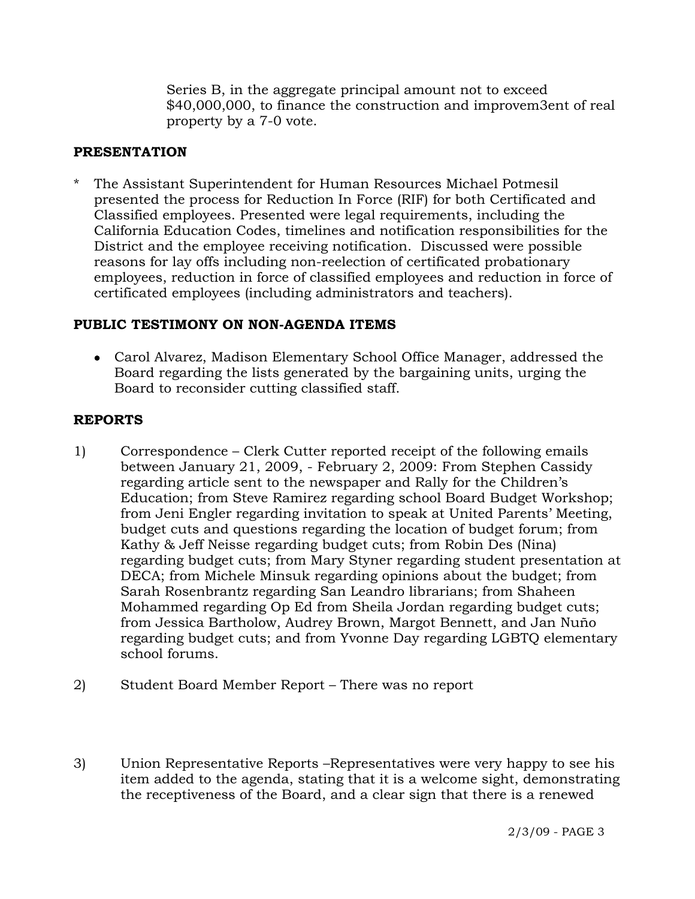Series B, in the aggregate principal amount not to exceed $40,000,000, to finance the construction and improvem3ent of real property by a 7-0 vote.

## PRESENTATION

* The Assistant Superintendent for Human Resources Michael Potmesil presented the process for Reduction In Force (RIF) for both Certificated and Classified employees. Presented were legal requirements, including the California Education Codes, timelines and notification responsibilities for the District and the employee receiving notification. Discussed were possible reasons for lay offs including non-reelection of certificated probationary employees, reduction in force of classified employees and reduction in force of certificated employees (including administrators and teachers).

## PUBLIC TESTIMONY ON NON-AGENDA ITEMS

- Carol Alvarez, Madison Elementary School Office Manager, addressed the Board regarding the lists generated by the bargaining units, urging the Board to reconsider cutting classified staff.

## REPORTS

1) Correspondence – Clerk Cutter reported receipt of the following emails between January 21, 2009, - February 2, 2009: From Stephen Cassidy regarding article sent to the newspaper and Rally for the Children's Education; from Steve Ramirez regarding school Board Budget Workshop; from Jeni Engler regarding invitation to speak at United Parents' Meeting, budget cuts and questions regarding the location of budget forum; from Kathy & Jeff Neisse regarding budget cuts; from Robin Des (Nina) regarding budget cuts; from Mary Styner regarding student presentation at DECA; from Michele Minsuk regarding opinions about the budget; from Sarah Rosenbrantz regarding San Leandro librarians; from Shaheen Mohammed regarding Op Ed from Sheila Jordan regarding budget cuts; from Jessica Bartholow, Audrey Brown, Margot Bennett, and Jan Nuño regarding budget cuts; and from Yvonne Day regarding LGBTQ elementary school forums.

2) Student Board Member Report – There was no report

3) Union Representative Reports –Representatives were very happy to see his item added to the agenda, stating that it is a welcome sight, demonstrating the receptiveness of the Board, and a clear sign that there is a renewed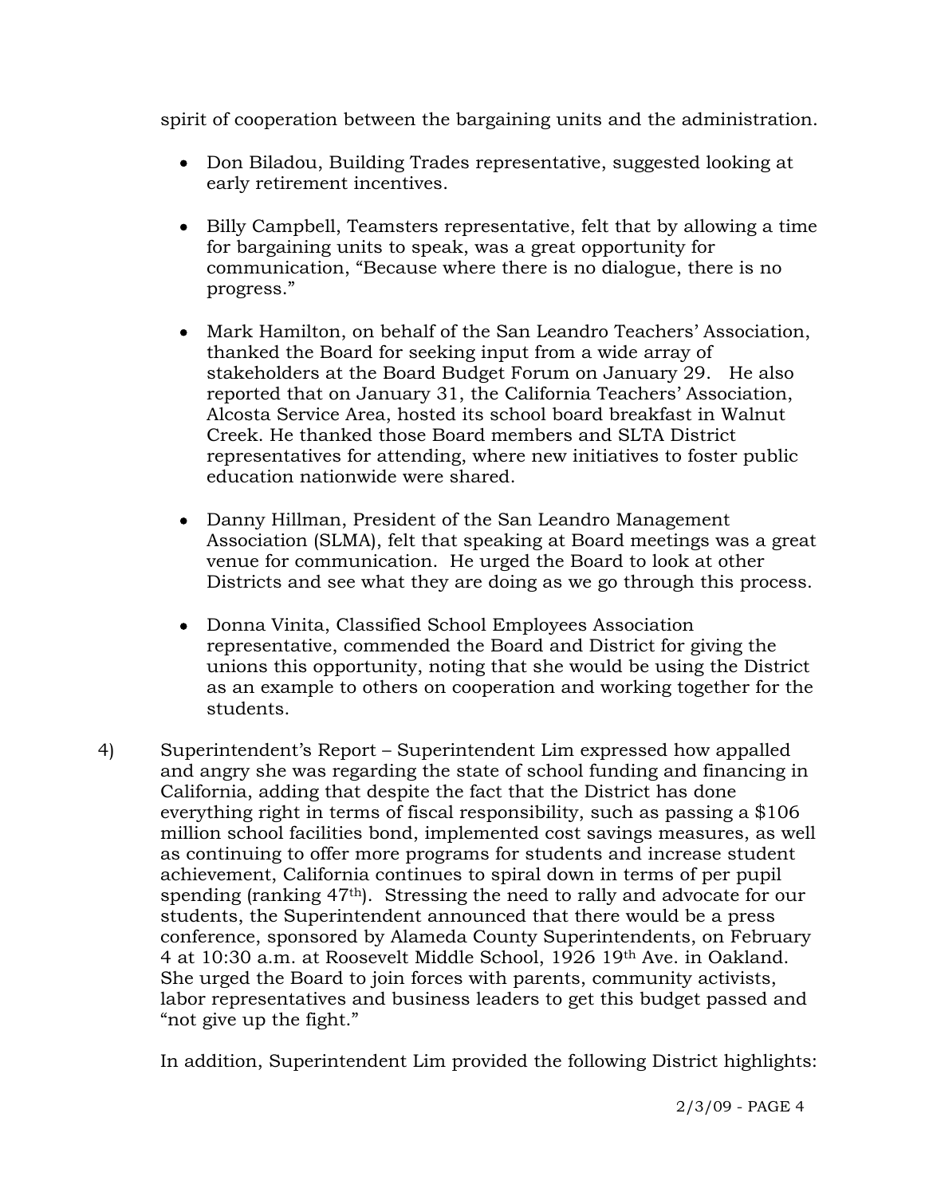spirit of cooperation between the bargaining units and the administration.

- Don Biladou, Building Trades representative, suggested looking at early retirement incentives.

- Billy Campbell, Teamsters representative, felt that by allowing a time for bargaining units to speak, was a great opportunity for communication, "Because where there is no dialogue, there is no progress."

- Mark Hamilton, on behalf of the San Leandro Teachers' Association, thanked the Board for seeking input from a wide array of stakeholders at the Board Budget Forum on January 29. He also reported that on January 31, the California Teachers' Association, Alcosta Service Area, hosted its school board breakfast in Walnut Creek. He thanked those Board members and SLTA District representatives for attending, where new initiatives to foster public education nationwide were shared.

- Danny Hillman, President of the San Leandro Management Association (SLMA), felt that speaking at Board meetings was a great venue for communication. He urged the Board to look at other Districts and see what they are doing as we go through this process.

- Donna Vinita, Classified School Employees Association representative, commended the Board and District for giving the unions this opportunity, noting that she would be using the District as an example to others on cooperation and working together for the students.

4) Superintendent's Report – Superintendent Lim expressed how appalled and angry she was regarding the state of school funding and financing in California, adding that despite the fact that the District has done everything right in terms of fiscal responsibility, such as passing a $106 million school facilities bond, implemented cost savings measures, as well as continuing to offer more programs for students and increase student achievement, California continues to spiral down in terms of per pupil spending (ranking 47th). Stressing the need to rally and advocate for our students, the Superintendent announced that there would be a press conference, sponsored by Alameda County Superintendents, on February 4 at 10:30 a.m. at Roosevelt Middle School, 1926 19th Ave. in Oakland. She urged the Board to join forces with parents, community activists, labor representatives and business leaders to get this budget passed and "not give up the fight."

   In addition, Superintendent Lim provided the following District highlights: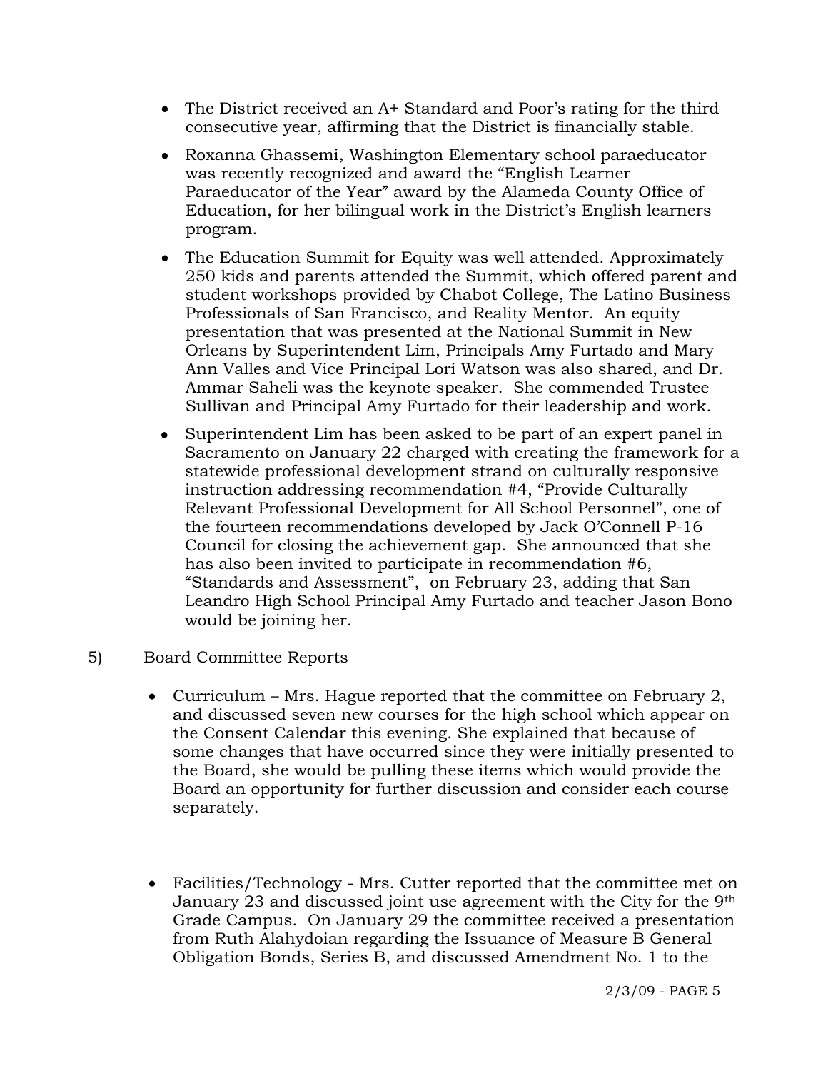- The District received an A+ Standard and Poor's rating for the third consecutive year, affirming that the District is financially stable.
- Roxanna Ghassemi, Washington Elementary school paraeducator was recently recognized and award the "English Learner Paraeducator of the Year" award by the Alameda County Office of Education, for her bilingual work in the District's English learners program.
- The Education Summit for Equity was well attended. Approximately 250 kids and parents attended the Summit, which offered parent and student workshops provided by Chabot College, The Latino Business Professionals of San Francisco, and Reality Mentor. An equity presentation that was presented at the National Summit in New Orleans by Superintendent Lim, Principals Amy Furtado and Mary Ann Valles and Vice Principal Lori Watson was also shared, and Dr. Ammar Saheli was the keynote speaker. She commended Trustee Sullivan and Principal Amy Furtado for their leadership and work.
- Superintendent Lim has been asked to be part of an expert panel in Sacramento on January 22 charged with creating the framework for a statewide professional development strand on culturally responsive instruction addressing recommendation #4, "Provide Culturally Relevant Professional Development for All School Personnel", one of the fourteen recommendations developed by Jack O'Connell P-16 Council for closing the achievement gap. She announced that she has also been invited to participate in recommendation #6, "Standards and Assessment", on February 23, adding that San Leandro High School Principal Amy Furtado and teacher Jason Bono would be joining her.

5) Board Committee Reports

- Curriculum – Mrs. Hague reported that the committee on February 2, and discussed seven new courses for the high school which appear on the Consent Calendar this evening. She explained that because of some changes that have occurred since they were initially presented to the Board, she would be pulling these items which would provide the Board an opportunity for further discussion and consider each course separately.

- Facilities/Technology - Mrs. Cutter reported that the committee met on January 23 and discussed joint use agreement with the City for the 9th Grade Campus. On January 29 the committee received a presentation from Ruth Alahydoian regarding the Issuance of Measure B General Obligation Bonds, Series B, and discussed Amendment No. 1 to the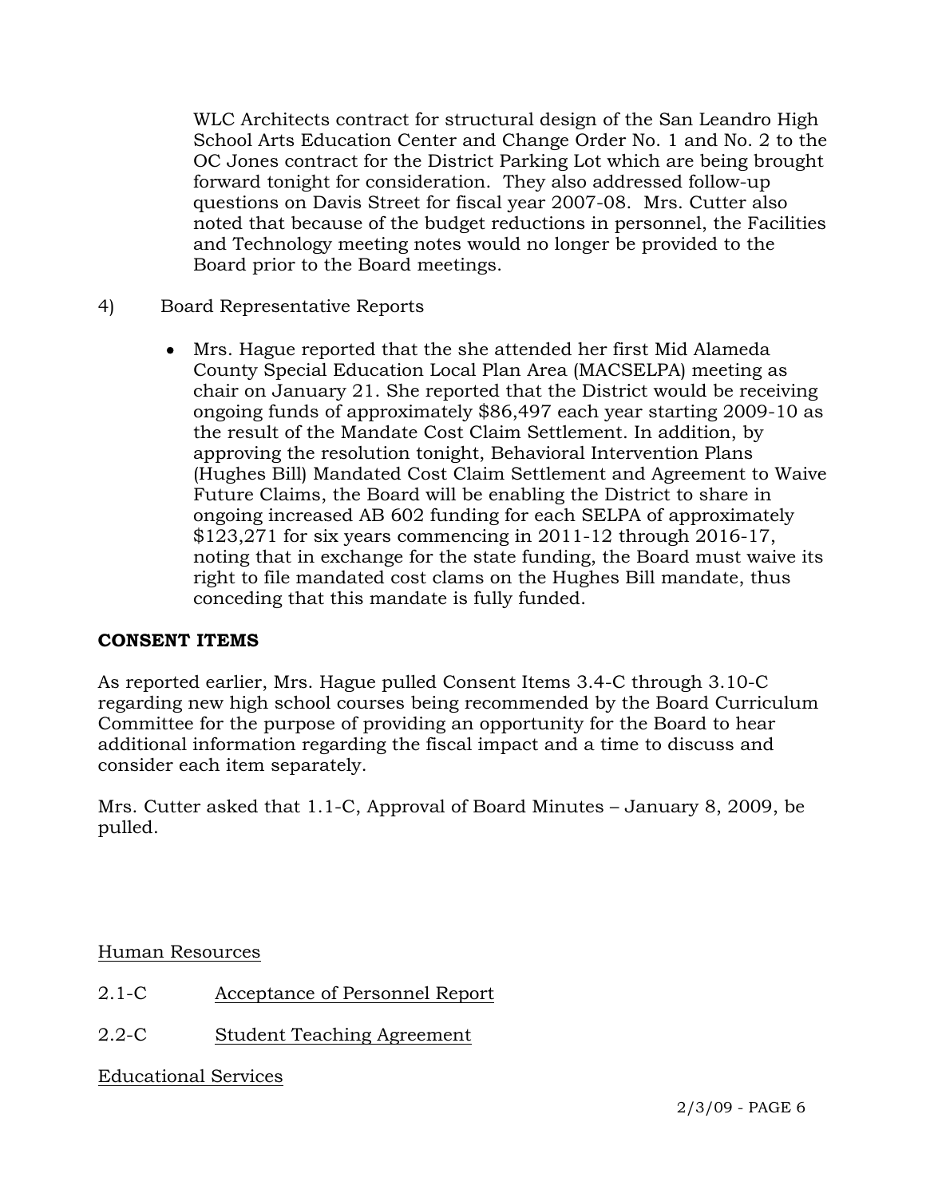WLC Architects contract for structural design of the San Leandro High School Arts Education Center and Change Order No. 1 and No. 2 to the OC Jones contract for the District Parking Lot which are being brought forward tonight for consideration. They also addressed follow-up questions on Davis Street for fiscal year 2007-08. Mrs. Cutter also noted that because of the budget reductions in personnel, the Facilities and Technology meeting notes would no longer be provided to the Board prior to the Board meetings.

4) Board Representative Reports

- Mrs. Hague reported that the she attended her first Mid Alameda County Special Education Local Plan Area (MACSELPA) meeting as chair on January 21. She reported that the District would be receiving ongoing funds of approximately $86,497 each year starting 2009-10 as the result of the Mandate Cost Claim Settlement. In addition, by approving the resolution tonight, Behavioral Intervention Plans (Hughes Bill) Mandated Cost Claim Settlement and Agreement to Waive Future Claims, the Board will be enabling the District to share in ongoing increased AB 602 funding for each SELPA of approximately $123,271 for six years commencing in 2011-12 through 2016-17, noting that in exchange for the state funding, the Board must waive its right to file mandated cost clams on the Hughes Bill mandate, thus conceding that this mandate is fully funded.

**CONSENT ITEMS**

As reported earlier, Mrs. Hague pulled Consent Items 3.4-C through 3.10-C regarding new high school courses being recommended by the Board Curriculum Committee for the purpose of providing an opportunity for the Board to hear additional information regarding the fiscal impact and a time to discuss and consider each item separately.

Mrs. Cutter asked that 1.1-C, Approval of Board Minutes – January 8, 2009, be pulled.

Human Resources

2.1-C Acceptance of Personnel Report

2.2-C Student Teaching Agreement

Educational Services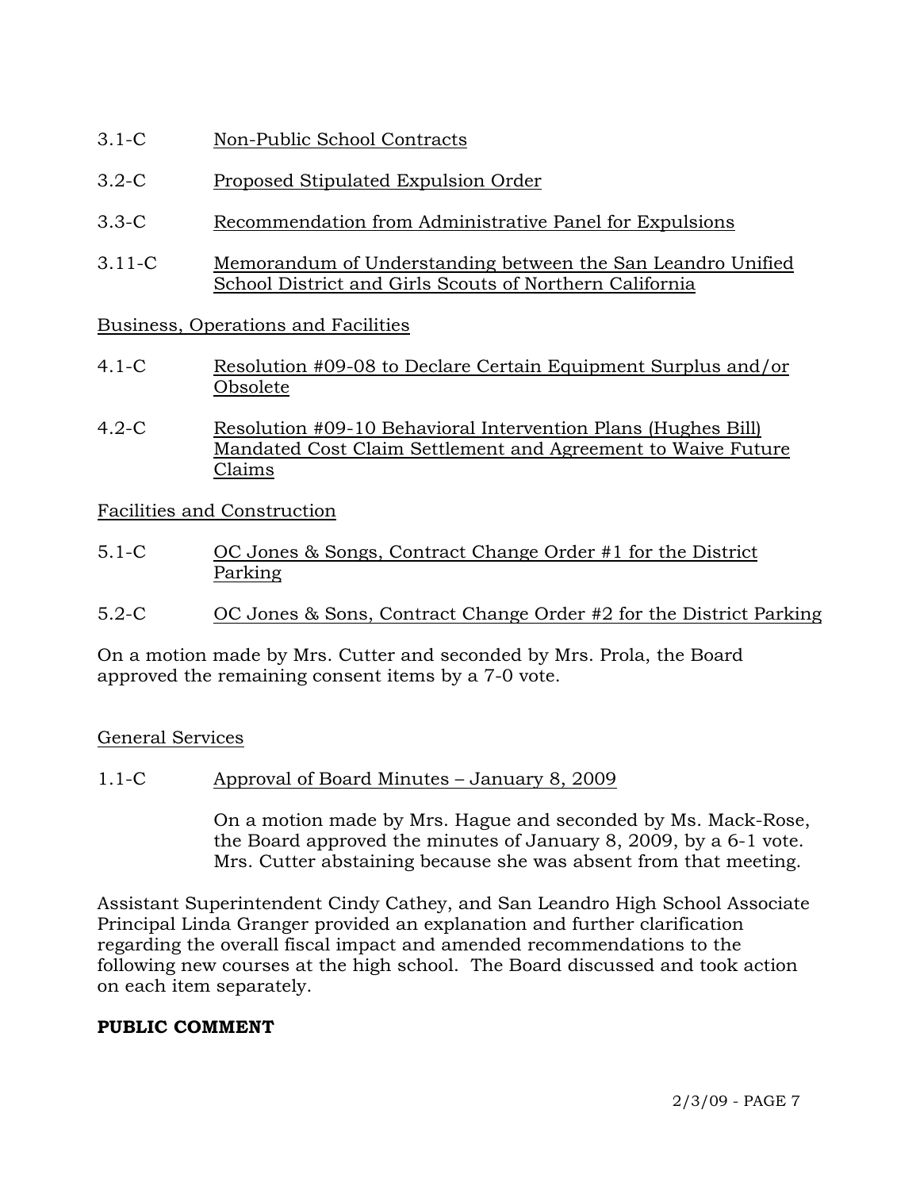3.1-C Non-Public School Contracts

3.2-C Proposed Stipulated Expulsion Order

3.3-C Recommendation from Administrative Panel for Expulsions

3.11-C Memorandum of Understanding between the San Leandro Unified School District and Girls Scouts of Northern California

Business, Operations and Facilities

4.1-C Resolution #09-08 to Declare Certain Equipment Surplus and/or Obsolete

4.2-C Resolution #09-10 Behavioral Intervention Plans (Hughes Bill) Mandated Cost Claim Settlement and Agreement to Waive Future Claims

Facilities and Construction

5.1-C OC Jones & Songs, Contract Change Order #1 for the District Parking

5.2-C OC Jones & Sons, Contract Change Order #2 for the District Parking

On a motion made by Mrs. Cutter and seconded by Mrs. Prola, the Board approved the remaining consent items by a 7-0 vote.

General Services

1.1-C Approval of Board Minutes – January 8, 2009

On a motion made by Mrs. Hague and seconded by Ms. Mack-Rose, the Board approved the minutes of January 8, 2009, by a 6-1 vote. Mrs. Cutter abstaining because she was absent from that meeting.

Assistant Superintendent Cindy Cathey, and San Leandro High School Associate Principal Linda Granger provided an explanation and further clarification regarding the overall fiscal impact and amended recommendations to the following new courses at the high school. The Board discussed and took action on each item separately.

**PUBLIC COMMENT**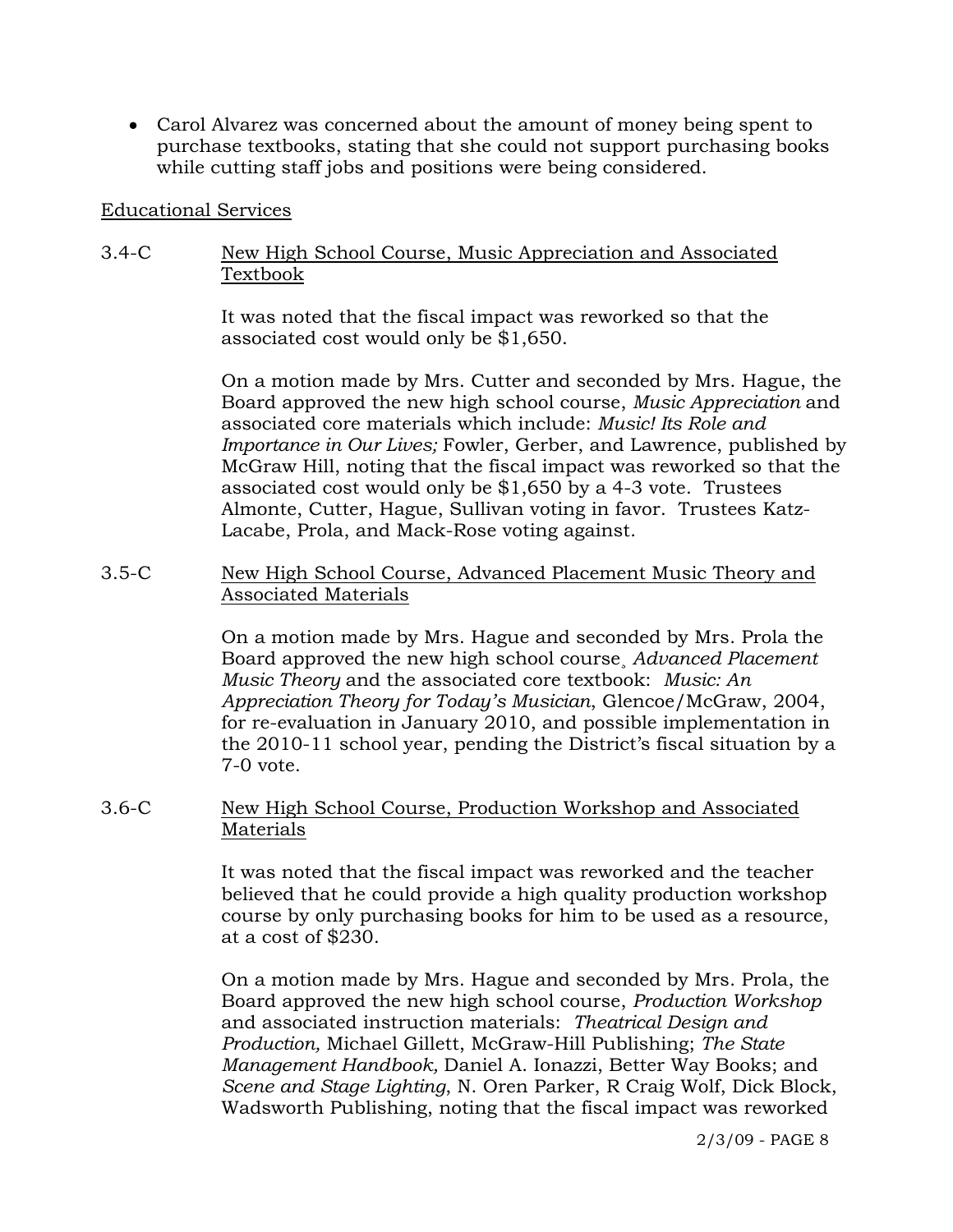- Carol Alvarez was concerned about the amount of money being spent to purchase textbooks, stating that she could not support purchasing books while cutting staff jobs and positions were being considered.

Educational Services

3.4-C New High School Course, Music Appreciation and Associated Textbook

It was noted that the fiscal impact was reworked so that the associated cost would only be $1,650.

On a motion made by Mrs. Cutter and seconded by Mrs. Hague, the Board approved the new high school course, *Music Appreciation* and associated core materials which include: *Music! Its Role and Importance in Our Lives;* Fowler, Gerber, and Lawrence, published by McGraw Hill, noting that the fiscal impact was reworked so that the associated cost would only be $1,650 by a 4-3 vote. Trustees Almonte, Cutter, Hague, Sullivan voting in favor. Trustees Katz-Lacabe, Prola, and Mack-Rose voting against.

3.5-C New High School Course, Advanced Placement Music Theory and Associated Materials

On a motion made by Mrs. Hague and seconded by Mrs. Prola the Board approved the new high school course, *Advanced Placement Music Theory* and the associated core textbook: *Music: An Appreciation Theory for Today's Musician*, Glencoe/McGraw, 2004, for re-evaluation in January 2010, and possible implementation in the 2010-11 school year, pending the District's fiscal situation by a 7-0 vote.

3.6-C New High School Course, Production Workshop and Associated Materials

It was noted that the fiscal impact was reworked and the teacher believed that he could provide a high quality production workshop course by only purchasing books for him to be used as a resource, at a cost of $230.

On a motion made by Mrs. Hague and seconded by Mrs. Prola, the Board approved the new high school course, *Production Workshop* and associated instruction materials: *Theatrical Design and Production,* Michael Gillett, McGraw-Hill Publishing; *The State Management Handbook,* Daniel A. Ionazzi, Better Way Books; and *Scene and Stage Lighting,* N. Oren Parker, R Craig Wolf, Dick Block, Wadsworth Publishing, noting that the fiscal impact was reworked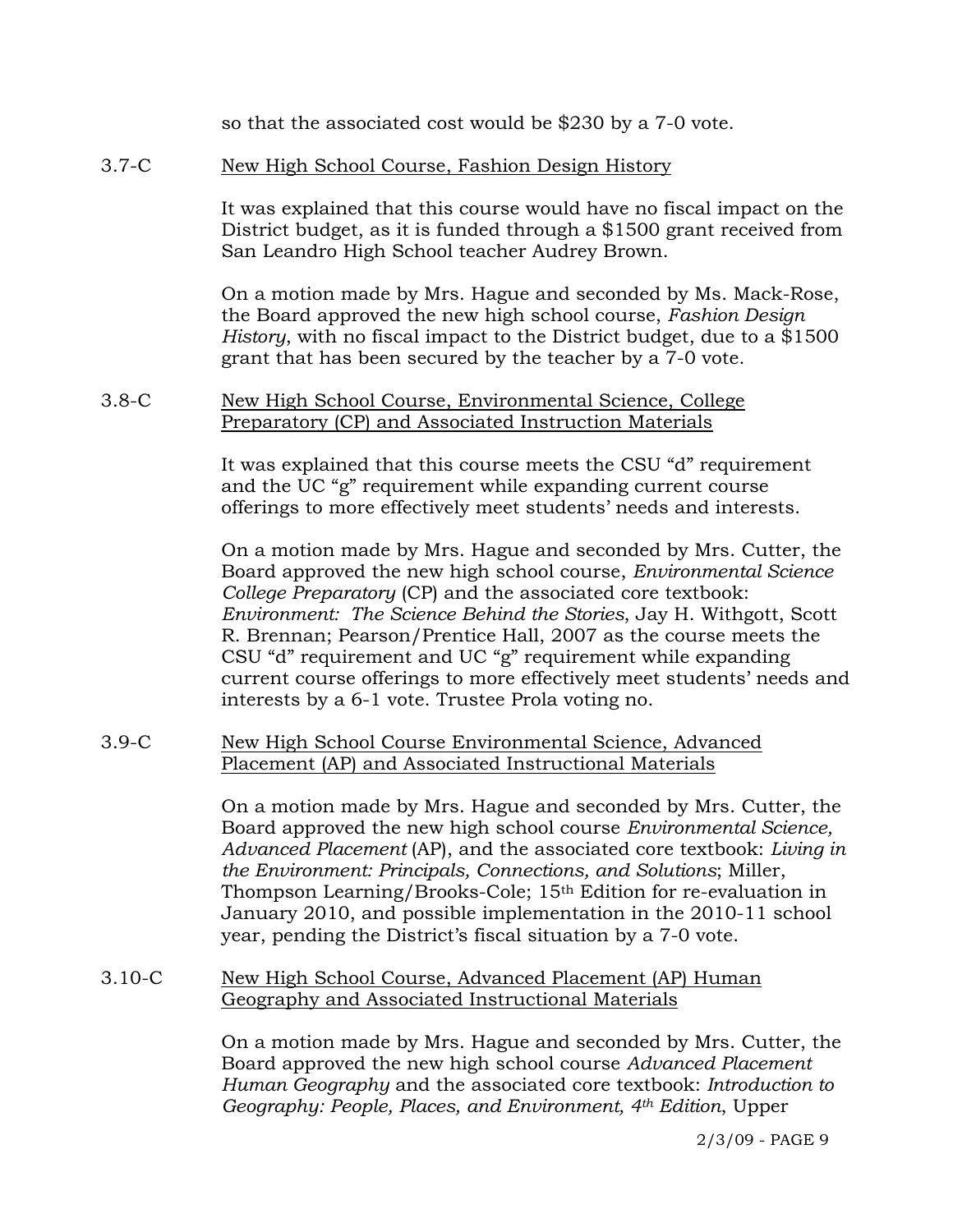so that the associated cost would be $230 by a 7-0 vote.

3.7-C New High School Course, Fashion Design History

It was explained that this course would have no fiscal impact on the District budget, as it is funded through a $1500 grant received from San Leandro High School teacher Audrey Brown.

On a motion made by Mrs. Hague and seconded by Ms. Mack-Rose, the Board approved the new high school course, *Fashion Design History*, with no fiscal impact to the District budget, due to a $1500 grant that has been secured by the teacher by a 7-0 vote.

3.8-C New High School Course, Environmental Science, College Preparatory (CP) and Associated Instruction Materials

It was explained that this course meets the CSU "d" requirement and the UC "g" requirement while expanding current course offerings to more effectively meet students' needs and interests.

On a motion made by Mrs. Hague and seconded by Mrs. Cutter, the Board approved the new high school course, *Environmental Science College Preparatory* (CP) and the associated core textbook: *Environment: The Science Behind the Stories*, Jay H. Withgott, Scott R. Brennan; Pearson/Prentice Hall, 2007 as the course meets the CSU "d" requirement and UC "g" requirement while expanding current course offerings to more effectively meet students' needs and interests by a 6-1 vote. Trustee Prola voting no.

3.9-C New High School Course Environmental Science, Advanced Placement (AP) and Associated Instructional Materials

On a motion made by Mrs. Hague and seconded by Mrs. Cutter, the Board approved the new high school course *Environmental Science, Advanced Placement* (AP), and the associated core textbook: *Living in the Environment: Principals, Connections, and Solutions*; Miller, Thompson Learning/Brooks-Cole; 15th Edition for re-evaluation in January 2010, and possible implementation in the 2010-11 school year, pending the District's fiscal situation by a 7-0 vote.

3.10-C New High School Course, Advanced Placement (AP) Human Geography and Associated Instructional Materials

On a motion made by Mrs. Hague and seconded by Mrs. Cutter, the Board approved the new high school course *Advanced Placement Human Geography* and the associated core textbook: *Introduction to Geography: People, Places, and Environment, 4th Edition*, Upper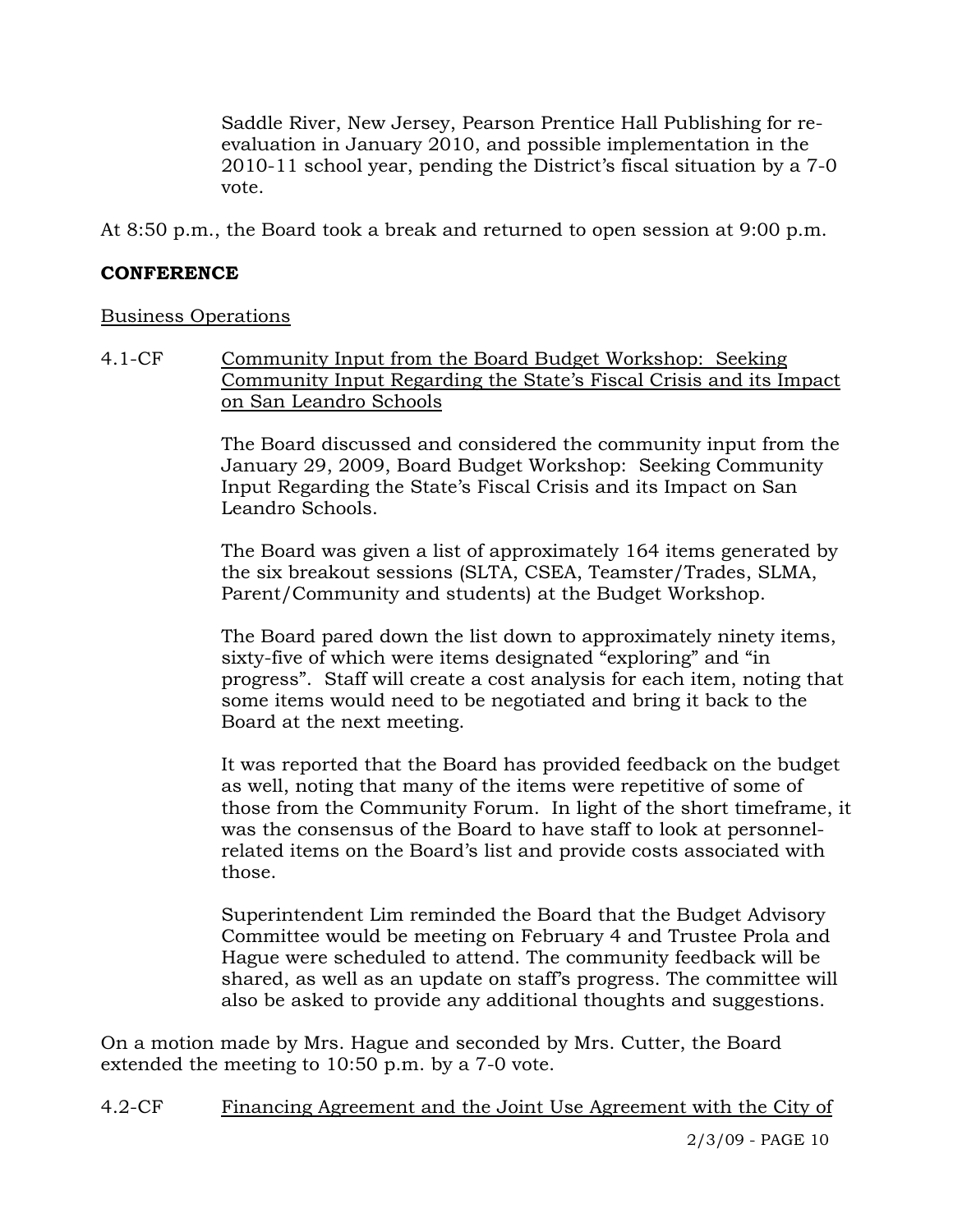Saddle River, New Jersey, Pearson Prentice Hall Publishing for re-evaluation in January 2010, and possible implementation in the 2010-11 school year, pending the District's fiscal situation by a 7-0 vote.

At 8:50 p.m., the Board took a break and returned to open session at 9:00 p.m.

**CONFERENCE**

Business Operations

4.1-CF Community Input from the Board Budget Workshop: Seeking Community Input Regarding the State's Fiscal Crisis and its Impact on San Leandro Schools

The Board discussed and considered the community input from the January 29, 2009, Board Budget Workshop: Seeking Community Input Regarding the State's Fiscal Crisis and its Impact on San Leandro Schools.

The Board was given a list of approximately 164 items generated by the six breakout sessions (SLTA, CSEA, Teamster/Trades, SLMA, Parent/Community and students) at the Budget Workshop.

The Board pared down the list down to approximately ninety items, sixty-five of which were items designated "exploring" and "in progress". Staff will create a cost analysis for each item, noting that some items would need to be negotiated and bring it back to the Board at the next meeting.

It was reported that the Board has provided feedback on the budget as well, noting that many of the items were repetitive of some of those from the Community Forum. In light of the short timeframe, it was the consensus of the Board to have staff to look at personnel-related items on the Board's list and provide costs associated with those.

Superintendent Lim reminded the Board that the Budget Advisory Committee would be meeting on February 4 and Trustee Prola and Hague were scheduled to attend. The community feedback will be shared, as well as an update on staff's progress. The committee will also be asked to provide any additional thoughts and suggestions.

On a motion made by Mrs. Hague and seconded by Mrs. Cutter, the Board extended the meeting to 10:50 p.m. by a 7-0 vote.

4.2-CF Financing Agreement and the Joint Use Agreement with the City of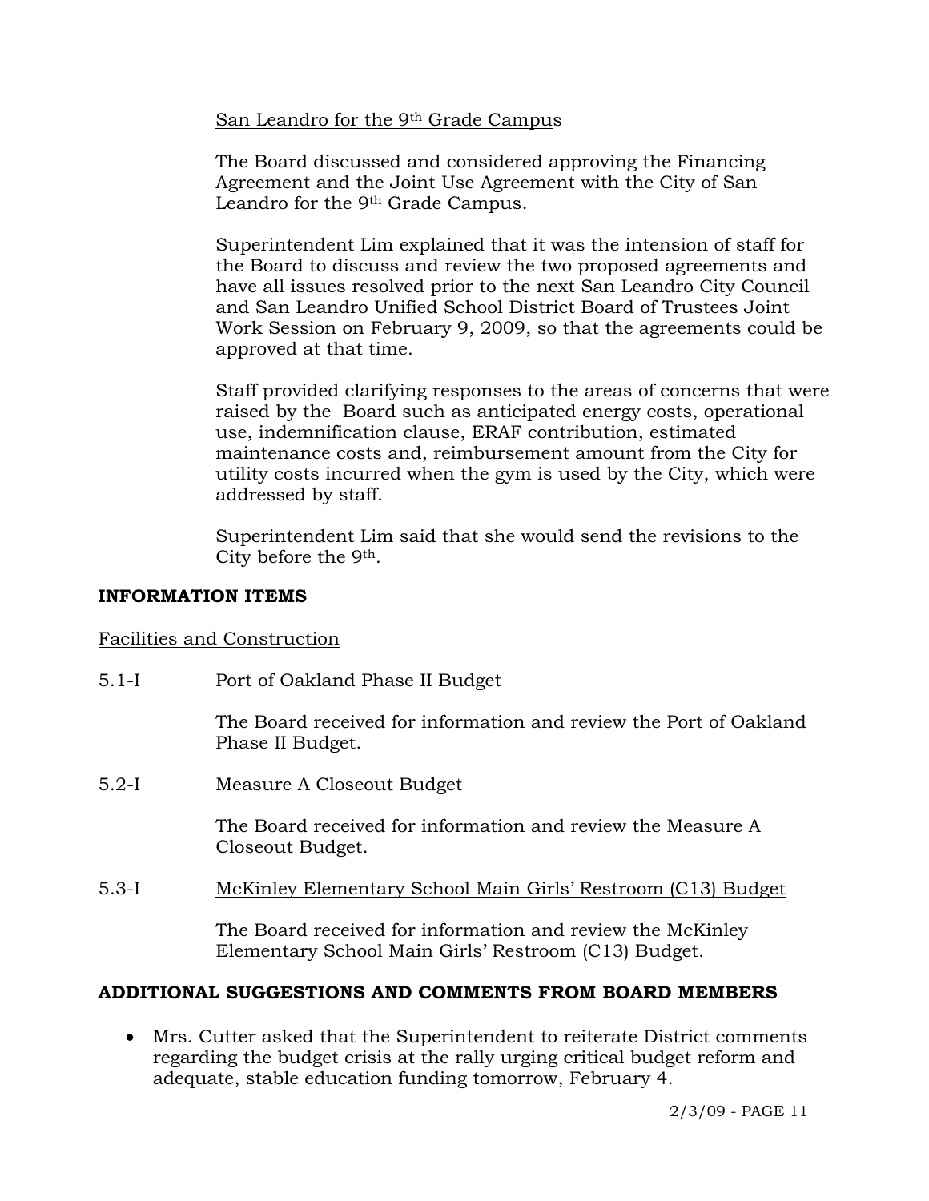San Leandro for the 9th Grade Campus

The Board discussed and considered approving the Financing Agreement and the Joint Use Agreement with the City of San Leandro for the 9th Grade Campus.

Superintendent Lim explained that it was the intension of staff for the Board to discuss and review the two proposed agreements and have all issues resolved prior to the next San Leandro City Council and San Leandro Unified School District Board of Trustees Joint Work Session on February 9, 2009, so that the agreements could be approved at that time.

Staff provided clarifying responses to the areas of concerns that were raised by the Board such as anticipated energy costs, operational use, indemnification clause, ERAF contribution, estimated maintenance costs and, reimbursement amount from the City for utility costs incurred when the gym is used by the City, which were addressed by staff.

Superintendent Lim said that she would send the revisions to the City before the 9th.

## INFORMATION ITEMS

Facilities and Construction

5.1-I Port of Oakland Phase II Budget

The Board received for information and review the Port of Oakland Phase II Budget.

5.2-I Measure A Closeout Budget

The Board received for information and review the Measure A Closeout Budget.

5.3-I McKinley Elementary School Main Girls' Restroom (C13) Budget

The Board received for information and review the McKinley Elementary School Main Girls' Restroom (C13) Budget.

## ADDITIONAL SUGGESTIONS AND COMMENTS FROM BOARD MEMBERS

- Mrs. Cutter asked that the Superintendent to reiterate District comments regarding the budget crisis at the rally urging critical budget reform and adequate, stable education funding tomorrow, February 4.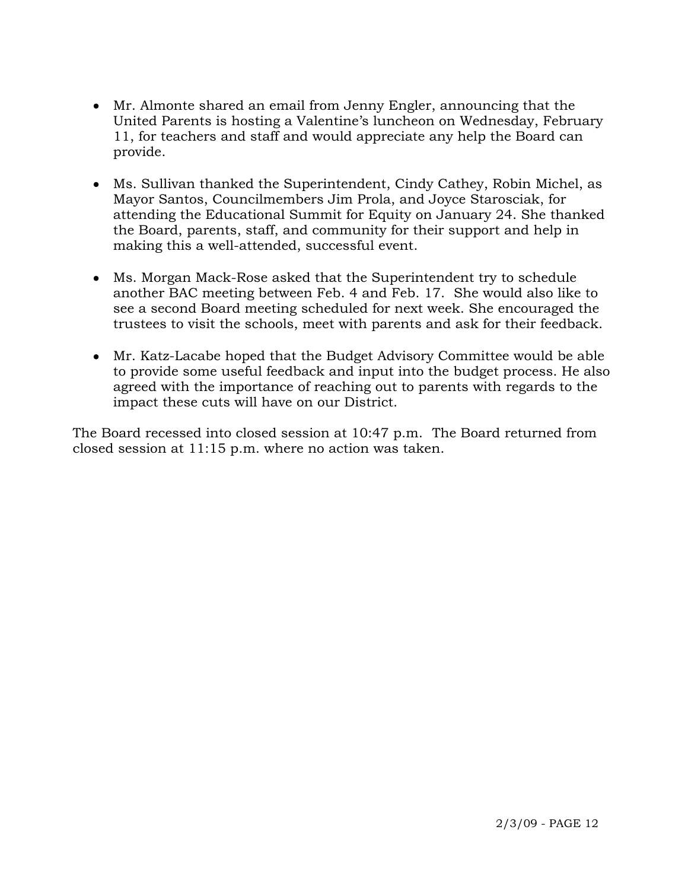- Mr. Almonte shared an email from Jenny Engler, announcing that the United Parents is hosting a Valentine's luncheon on Wednesday, February 11, for teachers and staff and would appreciate any help the Board can provide.

- Ms. Sullivan thanked the Superintendent, Cindy Cathey, Robin Michel, as Mayor Santos, Councilmembers Jim Prola, and Joyce Starosciak, for attending the Educational Summit for Equity on January 24. She thanked the Board, parents, staff, and community for their support and help in making this a well-attended, successful event.

- Ms. Morgan Mack-Rose asked that the Superintendent try to schedule another BAC meeting between Feb. 4 and Feb. 17. She would also like to see a second Board meeting scheduled for next week. She encouraged the trustees to visit the schools, meet with parents and ask for their feedback.

- Mr. Katz-Lacabe hoped that the Budget Advisory Committee would be able to provide some useful feedback and input into the budget process. He also agreed with the importance of reaching out to parents with regards to the impact these cuts will have on our District.

The Board recessed into closed session at 10:47 p.m. The Board returned from closed session at 11:15 p.m. where no action was taken.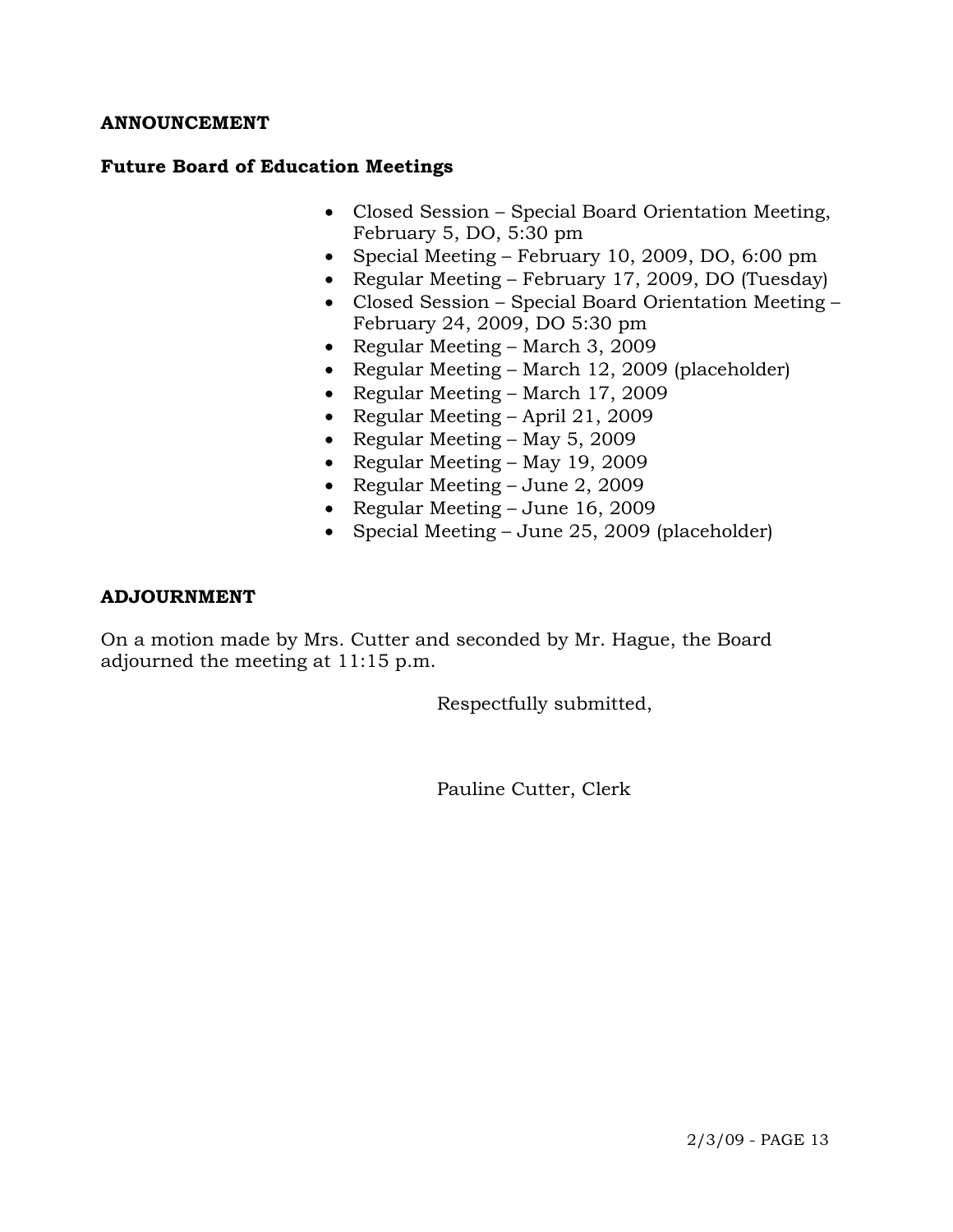**ANNOUNCEMENT**

**Future Board of Education Meetings**

- Closed Session – Special Board Orientation Meeting, February 5, DO, 5:30 pm
- Special Meeting – February 10, 2009, DO, 6:00 pm
- Regular Meeting – February 17, 2009, DO (Tuesday)
- Closed Session – Special Board Orientation Meeting – February 24, 2009, DO 5:30 pm
- Regular Meeting – March 3, 2009
- Regular Meeting – March 12, 2009 (placeholder)
- Regular Meeting – March 17, 2009
- Regular Meeting – April 21, 2009
- Regular Meeting – May 5, 2009
- Regular Meeting – May 19, 2009
- Regular Meeting – June 2, 2009
- Regular Meeting – June 16, 2009
- Special Meeting – June 25, 2009 (placeholder)

**ADJOURNMENT**

On a motion made by Mrs. Cutter and seconded by Mr. Hague, the Board adjourned the meeting at 11:15 p.m.

Respectfully submitted,

Pauline Cutter, Clerk